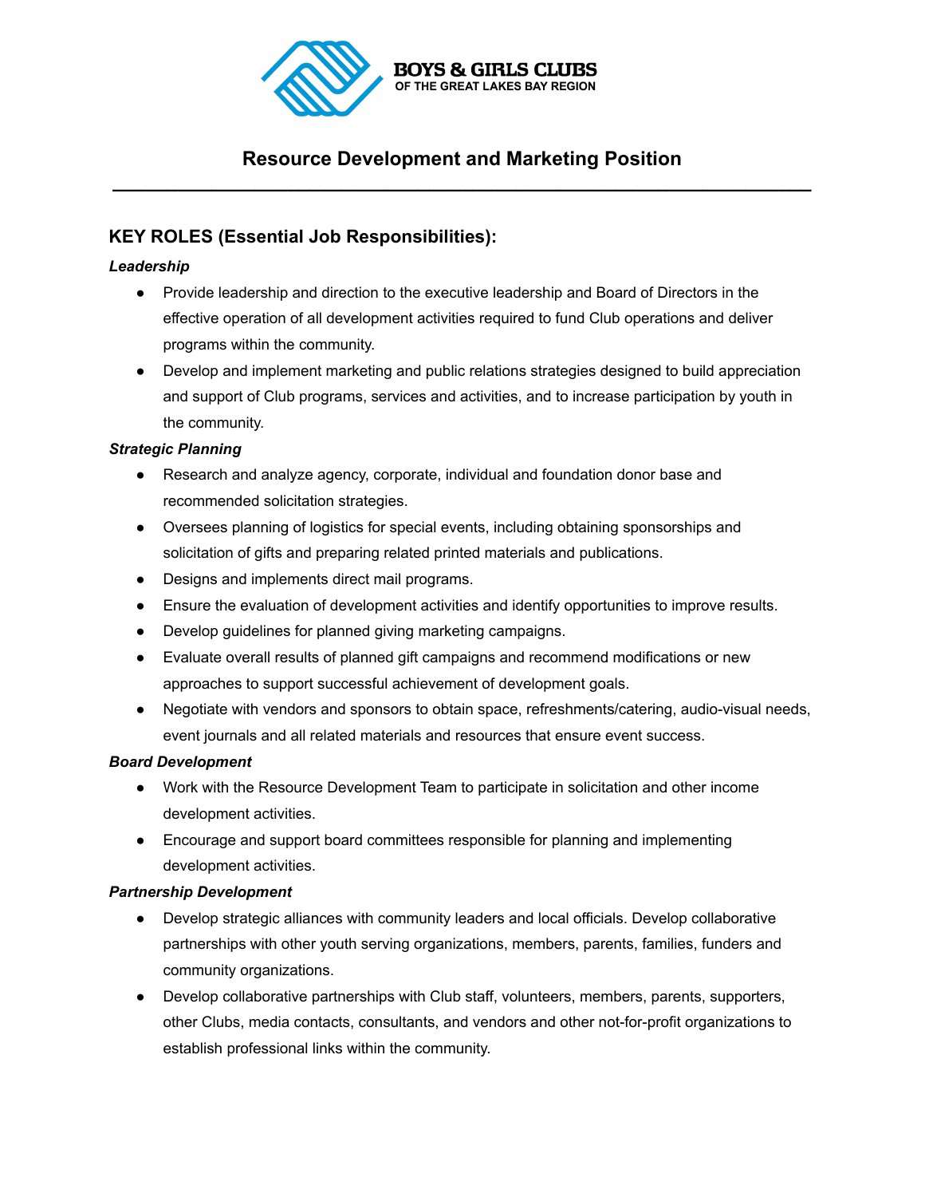BOYS & GIRLS CLUBS
OF THE GREAT LAKES BAY REGION

# Resource Development and Marketing Position

---

## KEY ROLES (Essential Job Responsibilities):

***Leadership***

- Provide leadership and direction to the executive leadership and Board of Directors in the effective operation of all development activities required to fund Club operations and deliver programs within the community.
- Develop and implement marketing and public relations strategies designed to build appreciation and support of Club programs, services and activities, and to increase participation by youth in the community.

***Strategic Planning***

- Research and analyze agency, corporate, individual and foundation donor base and recommended solicitation strategies.
- Oversees planning of logistics for special events, including obtaining sponsorships and solicitation of gifts and preparing related printed materials and publications.
- Designs and implements direct mail programs.
- Ensure the evaluation of development activities and identify opportunities to improve results.
- Develop guidelines for planned giving marketing campaigns.
- Evaluate overall results of planned gift campaigns and recommend modifications or new approaches to support successful achievement of development goals.
- Negotiate with vendors and sponsors to obtain space, refreshments/catering, audio-visual needs, event journals and all related materials and resources that ensure event success.

***Board Development***

- Work with the Resource Development Team to participate in solicitation and other income development activities.
- Encourage and support board committees responsible for planning and implementing development activities.

***Partnership Development***

- Develop strategic alliances with community leaders and local officials. Develop collaborative partnerships with other youth serving organizations, members, parents, families, funders and community organizations.
- Develop collaborative partnerships with Club staff, volunteers, members, parents, supporters, other Clubs, media contacts, consultants, and vendors and other not-for-profit organizations to establish professional links within the community.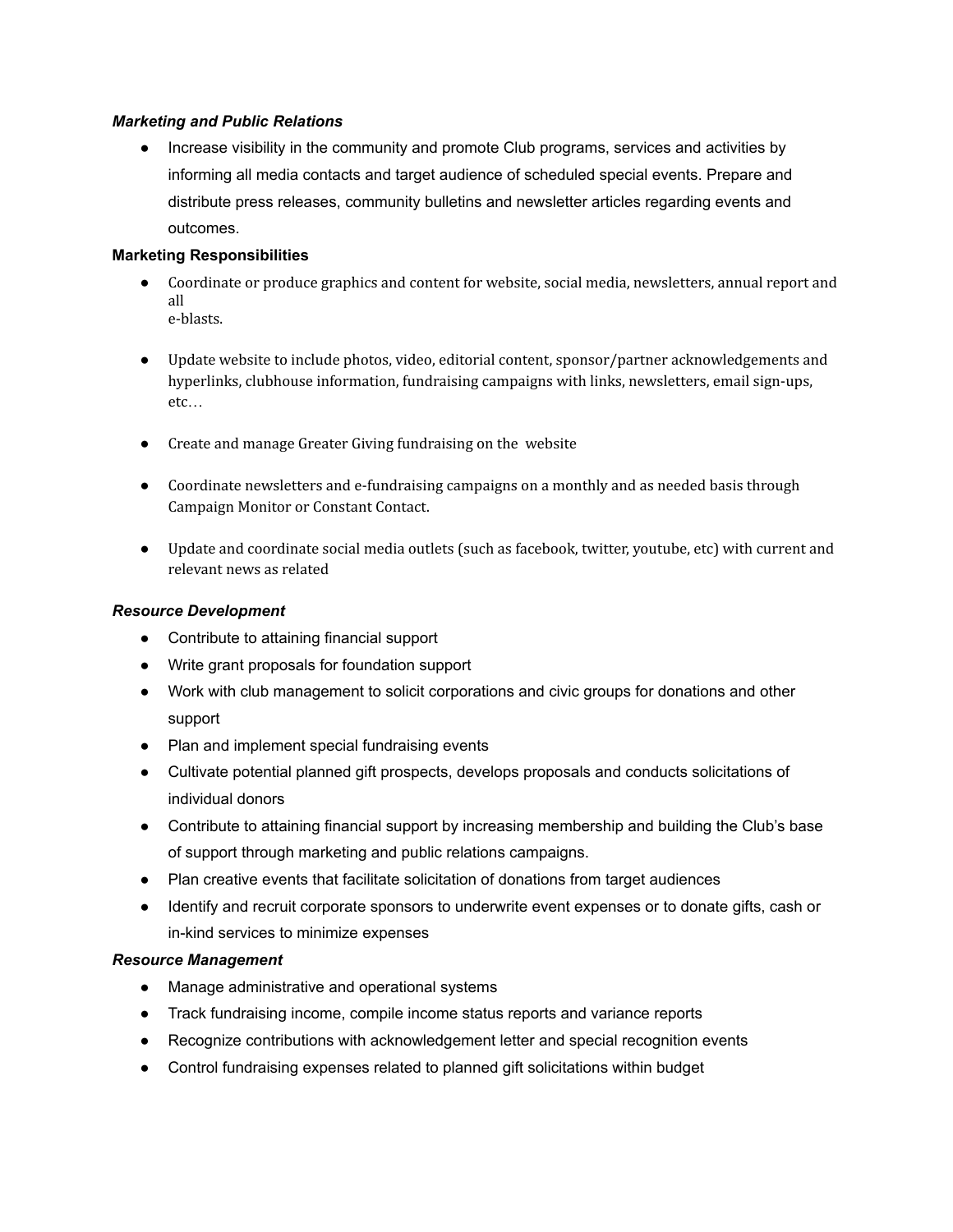***Marketing and Public Relations***

- Increase visibility in the community and promote Club programs, services and activities by informing all media contacts and target audience of scheduled special events. Prepare and distribute press releases, community bulletins and newsletter articles regarding events and outcomes.

**Marketing Responsibilities**

- Coordinate or produce graphics and content for website, social media, newsletters, annual report and all e-blasts.

- Update website to include photos, video, editorial content, sponsor/partner acknowledgements and hyperlinks, clubhouse information, fundraising campaigns with links, newsletters, email sign-ups, etc…

- Create and manage Greater Giving fundraising on the website

- Coordinate newsletters and e-fundraising campaigns on a monthly and as needed basis through Campaign Monitor or Constant Contact.

- Update and coordinate social media outlets (such as facebook, twitter, youtube, etc) with current and relevant news as related

***Resource Development***

- Contribute to attaining financial support
- Write grant proposals for foundation support
- Work with club management to solicit corporations and civic groups for donations and other support
- Plan and implement special fundraising events
- Cultivate potential planned gift prospects, develops proposals and conducts solicitations of individual donors
- Contribute to attaining financial support by increasing membership and building the Club's base of support through marketing and public relations campaigns.
- Plan creative events that facilitate solicitation of donations from target audiences
- Identify and recruit corporate sponsors to underwrite event expenses or to donate gifts, cash or in-kind services to minimize expenses

***Resource Management***

- Manage administrative and operational systems
- Track fundraising income, compile income status reports and variance reports
- Recognize contributions with acknowledgement letter and special recognition events
- Control fundraising expenses related to planned gift solicitations within budget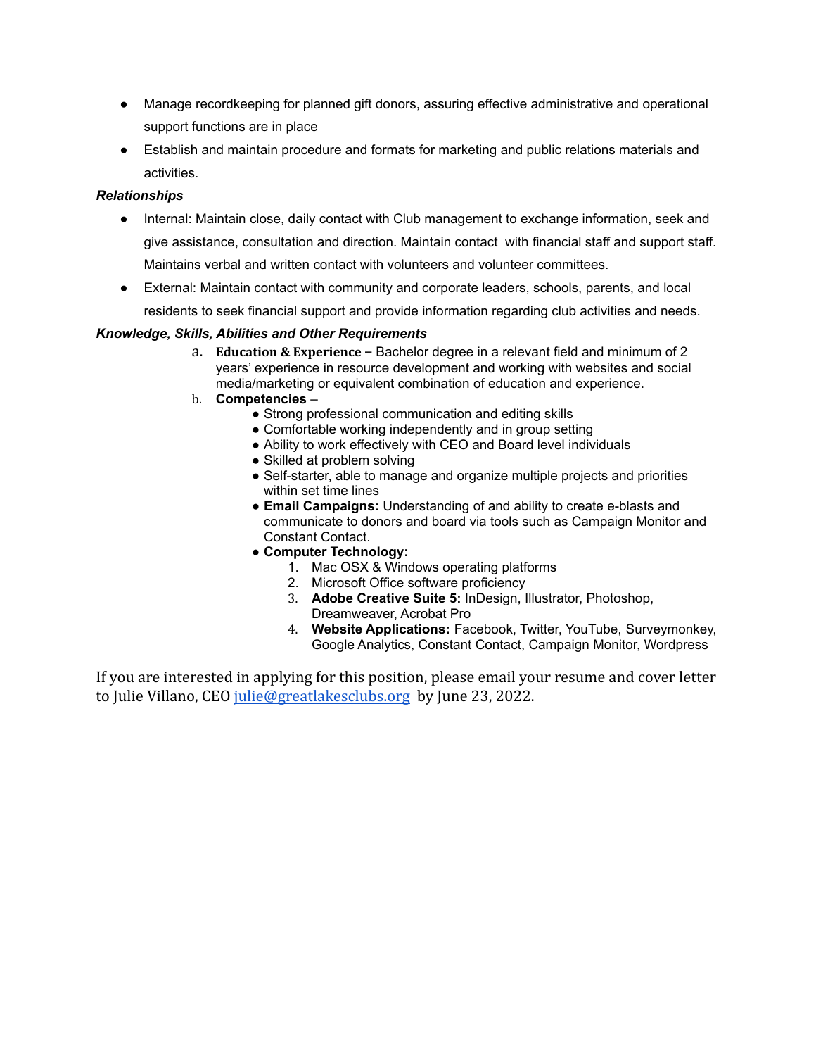- Manage recordkeeping for planned gift donors, assuring effective administrative and operational support functions are in place
- Establish and maintain procedure and formats for marketing and public relations materials and activities.

***Relationships***

- Internal: Maintain close, daily contact with Club management to exchange information, seek and give assistance, consultation and direction. Maintain contact with financial staff and support staff. Maintains verbal and written contact with volunteers and volunteer committees.
- External: Maintain contact with community and corporate leaders, schools, parents, and local residents to seek financial support and provide information regarding club activities and needs.

***Knowledge, Skills, Abilities and Other Requirements***

a. **Education & Experience** – Bachelor degree in a relevant field and minimum of 2 years' experience in resource development and working with websites and social media/marketing or equivalent combination of education and experience.

b. **Competencies** –
   - Strong professional communication and editing skills
   - Comfortable working independently and in group setting
   - Ability to work effectively with CEO and Board level individuals
   - Skilled at problem solving
   - Self-starter, able to manage and organize multiple projects and priorities within set time lines
   - **Email Campaigns:** Understanding of and ability to create e-blasts and communicate to donors and board via tools such as Campaign Monitor and Constant Contact.
   - **Computer Technology:**
     1. Mac OSX & Windows operating platforms
     2. Microsoft Office software proficiency
     3. **Adobe Creative Suite 5:** InDesign, Illustrator, Photoshop, Dreamweaver, Acrobat Pro
     4. **Website Applications:** Facebook, Twitter, YouTube, Surveymonkey, Google Analytics, Constant Contact, Campaign Monitor, Wordpress

If you are interested in applying for this position, please email your resume and cover letter to Julie Villano, CEO [julie@greatlakesclubs.org](mailto:julie@greatlakesclubs.org) by June 23, 2022.